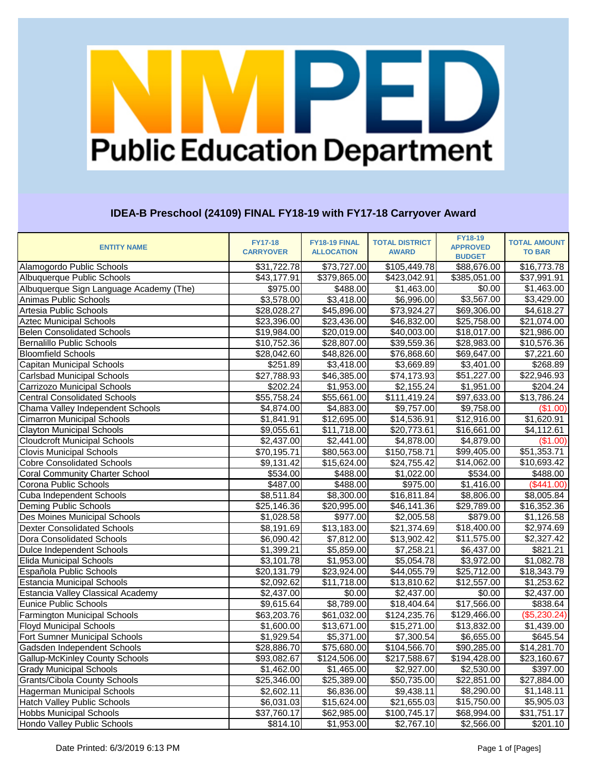# NMPED Public Education Department

## IDEA-B Preschool (24109) FINAL FY18-19 with FY17-18 Carryover Award

| ENTITY NAME | FY17-18 CARRYOVER | FY18-19 FINAL ALLOCATION | TOTAL DISTRICT AWARD | FY18-19 APPROVED BUDGET | TOTAL AMOUNT TO BAR |
|---|---|---|---|---|---|
| Alamogordo Public Schools | $31,722.78 | $73,727.00 | $105,449.78 | $88,676.00 | $16,773.78 |
| Albuquerque Public Schools | $43,177.91 | $379,865.00 | $423,042.91 | $385,051.00 | $37,991.91 |
| Albuquerque Sign Language Academy (The) | $975.00 | $488.00 | $1,463.00 | $0.00 | $1,463.00 |
| Animas Public Schools | $3,578.00 | $3,418.00 | $6,996.00 | $3,567.00 | $3,429.00 |
| Artesia Public Schools | $28,028.27 | $45,896.00 | $73,924.27 | $69,306.00 | $4,618.27 |
| Aztec Municipal Schools | $23,396.00 | $23,436.00 | $46,832.00 | $25,758.00 | $21,074.00 |
| Belen Consolidated Schools | $19,984.00 | $20,019.00 | $40,003.00 | $18,017.00 | $21,986.00 |
| Bernalillo Public Schools | $10,752.36 | $28,807.00 | $39,559.36 | $28,983.00 | $10,576.36 |
| Bloomfield Schools | $28,042.60 | $48,826.00 | $76,868.60 | $69,647.00 | $7,221.60 |
| Capitan Municipal Schools | $251.89 | $3,418.00 | $3,669.89 | $3,401.00 | $268.89 |
| Carlsbad Municipal Schools | $27,788.93 | $46,385.00 | $74,173.93 | $51,227.00 | $22,946.93 |
| Carrizozo Municipal Schools | $202.24 | $1,953.00 | $2,155.24 | $1,951.00 | $204.24 |
| Central Consolidated Schools | $55,758.24 | $55,661.00 | $111,419.24 | $97,633.00 | $13,786.24 |
| Chama Valley Independent Schools | $4,874.00 | $4,883.00 | $9,757.00 | $9,758.00 | ($1.00) |
| Cimarron Municipal Schools | $1,841.91 | $12,695.00 | $14,536.91 | $12,916.00 | $1,620.91 |
| Clayton Municipal Schools | $9,055.61 | $11,718.00 | $20,773.61 | $16,661.00 | $4,112.61 |
| Cloudcroft Municipal Schools | $2,437.00 | $2,441.00 | $4,878.00 | $4,879.00 | ($1.00) |
| Clovis Municipal Schools | $70,195.71 | $80,563.00 | $150,758.71 | $99,405.00 | $51,353.71 |
| Cobre Consolidated Schools | $9,131.42 | $15,624.00 | $24,755.42 | $14,062.00 | $10,693.42 |
| Coral Community Charter School | $534.00 | $488.00 | $1,022.00 | $534.00 | $488.00 |
| Corona Public Schools | $487.00 | $488.00 | $975.00 | $1,416.00 | ($441.00) |
| Cuba Independent Schools | $8,511.84 | $8,300.00 | $16,811.84 | $8,806.00 | $8,005.84 |
| Deming Public Schools | $25,146.36 | $20,995.00 | $46,141.36 | $29,789.00 | $16,352.36 |
| Des Moines Municipal Schools | $1,028.58 | $977.00 | $2,005.58 | $879.00 | $1,126.58 |
| Dexter Consolidated Schools | $8,191.69 | $13,183.00 | $21,374.69 | $18,400.00 | $2,974.69 |
| Dora Consolidated Schools | $6,090.42 | $7,812.00 | $13,902.42 | $11,575.00 | $2,327.42 |
| Dulce Independent Schools | $1,399.21 | $5,859.00 | $7,258.21 | $6,437.00 | $821.21 |
| Elida Municipal Schools | $3,101.78 | $1,953.00 | $5,054.78 | $3,972.00 | $1,082.78 |
| Española Public Schools | $20,131.79 | $23,924.00 | $44,055.79 | $25,712.00 | $18,343.79 |
| Estancia Municipal Schools | $2,092.62 | $11,718.00 | $13,810.62 | $12,557.00 | $1,253.62 |
| Estancia Valley Classical Academy | $2,437.00 | $0.00 | $2,437.00 | $0.00 | $2,437.00 |
| Eunice Public Schools | $9,615.64 | $8,789.00 | $18,404.64 | $17,566.00 | $838.64 |
| Farmington Municipal Schools | $63,203.76 | $61,032.00 | $124,235.76 | $129,466.00 | ($5,230.24) |
| Floyd Municipal Schools | $1,600.00 | $13,671.00 | $15,271.00 | $13,832.00 | $1,439.00 |
| Fort Sumner Municipal Schools | $1,929.54 | $5,371.00 | $7,300.54 | $6,655.00 | $645.54 |
| Gadsden Independent Schools | $28,886.70 | $75,680.00 | $104,566.70 | $90,285.00 | $14,281.70 |
| Gallup-McKinley County Schools | $93,082.67 | $124,506.00 | $217,588.67 | $194,428.00 | $23,160.67 |
| Grady Municipal Schools | $1,462.00 | $1,465.00 | $2,927.00 | $2,530.00 | $397.00 |
| Grants/Cibola County Schools | $25,346.00 | $25,389.00 | $50,735.00 | $22,851.00 | $27,884.00 |
| Hagerman Municipal Schools | $2,602.11 | $6,836.00 | $9,438.11 | $8,290.00 | $1,148.11 |
| Hatch Valley Public Schools | $6,031.03 | $15,624.00 | $21,655.03 | $15,750.00 | $5,905.03 |
| Hobbs Municipal Schools | $37,760.17 | $62,985.00 | $100,745.17 | $68,994.00 | $31,751.17 |
| Hondo Valley Public Schools | $814.10 | $1,953.00 | $2,767.10 | $2,566.00 | $201.10 |

Date Printed: 6/3/2019 6:13 PM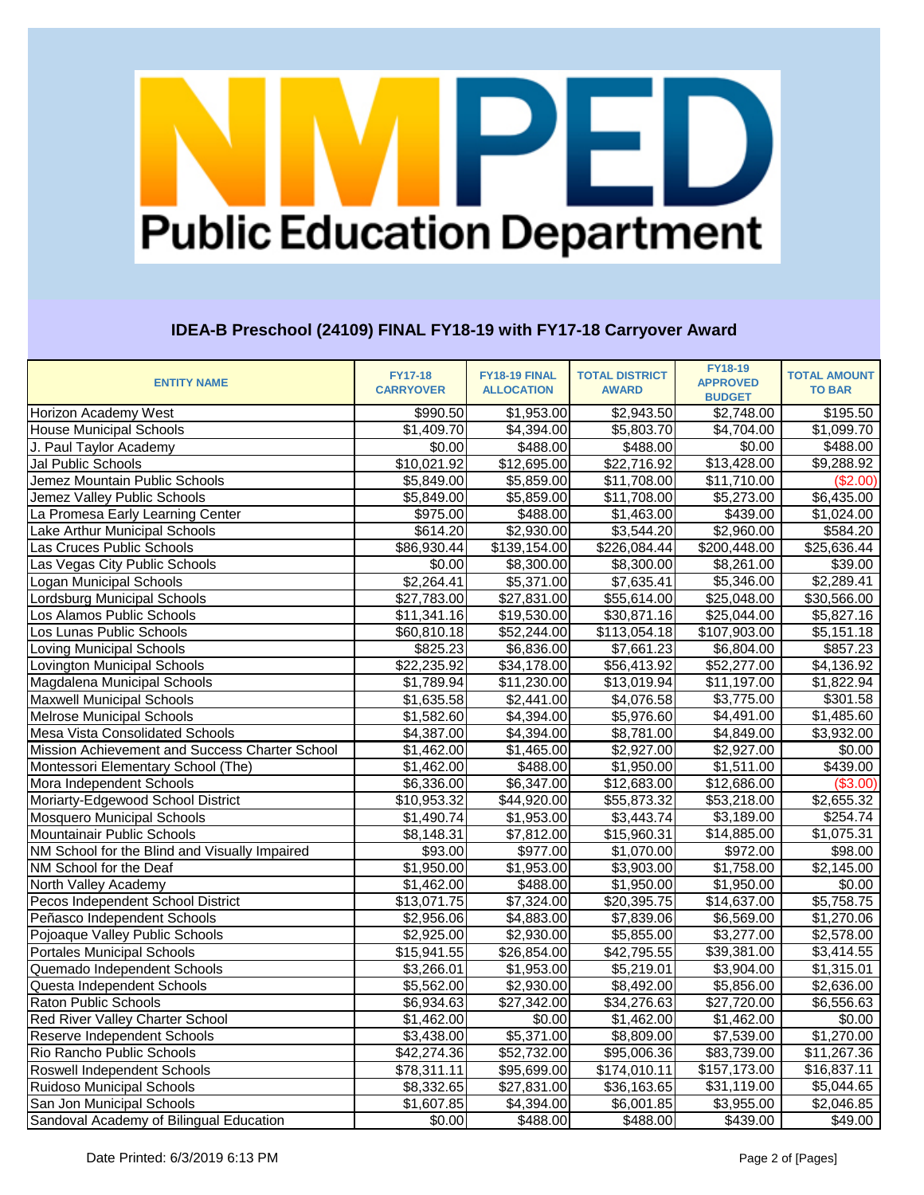# NMPED Public Education Department

## IDEA-B Preschool (24109) FINAL FY18-19 with FY17-18 Carryover Award

| ENTITY NAME | FY17-18 CARRYOVER | FY18-19 FINAL ALLOCATION | TOTAL DISTRICT AWARD | FY18-19 APPROVED BUDGET | TOTAL AMOUNT TO BAR |
|---|---|---|---|---|---|
| Horizon Academy West | $990.50 | $1,953.00 | $2,943.50 | $2,748.00 | $195.50 |
| House Municipal Schools | $1,409.70 | $4,394.00 | $5,803.70 | $4,704.00 | $1,099.70 |
| J. Paul Taylor Academy | $0.00 | $488.00 | $488.00 | $0.00 | $488.00 |
| Jal Public Schools | $10,021.92 | $12,695.00 | $22,716.92 | $13,428.00 | $9,288.92 |
| Jemez Mountain Public Schools | $5,849.00 | $5,859.00 | $11,708.00 | $11,710.00 | ($2.00) |
| Jemez Valley Public Schools | $5,849.00 | $5,859.00 | $11,708.00 | $5,273.00 | $6,435.00 |
| La Promesa Early Learning Center | $975.00 | $488.00 | $1,463.00 | $439.00 | $1,024.00 |
| Lake Arthur Municipal Schools | $614.20 | $2,930.00 | $3,544.20 | $2,960.00 | $584.20 |
| Las Cruces Public Schools | $86,930.44 | $139,154.00 | $226,084.44 | $200,448.00 | $25,636.44 |
| Las Vegas City Public Schools | $0.00 | $8,300.00 | $8,300.00 | $8,261.00 | $39.00 |
| Logan Municipal Schools | $2,264.41 | $5,371.00 | $7,635.41 | $5,346.00 | $2,289.41 |
| Lordsburg Municipal Schools | $27,783.00 | $27,831.00 | $55,614.00 | $25,048.00 | $30,566.00 |
| Los Alamos Public Schools | $11,341.16 | $19,530.00 | $30,871.16 | $25,044.00 | $5,827.16 |
| Los Lunas Public Schools | $60,810.18 | $52,244.00 | $113,054.18 | $107,903.00 | $5,151.18 |
| Loving Municipal Schools | $825.23 | $6,836.00 | $7,661.23 | $6,804.00 | $857.23 |
| Lovington Municipal Schools | $22,235.92 | $34,178.00 | $56,413.92 | $52,277.00 | $4,136.92 |
| Magdalena Municipal Schools | $1,789.94 | $11,230.00 | $13,019.94 | $11,197.00 | $1,822.94 |
| Maxwell Municipal Schools | $1,635.58 | $2,441.00 | $4,076.58 | $3,775.00 | $301.58 |
| Melrose Municipal Schools | $1,582.60 | $4,394.00 | $5,976.60 | $4,491.00 | $1,485.60 |
| Mesa Vista Consolidated Schools | $4,387.00 | $4,394.00 | $8,781.00 | $4,849.00 | $3,932.00 |
| Mission Achievement and Success Charter School | $1,462.00 | $1,465.00 | $2,927.00 | $2,927.00 | $0.00 |
| Montessori Elementary School (The) | $1,462.00 | $488.00 | $1,950.00 | $1,511.00 | $439.00 |
| Mora Independent Schools | $6,336.00 | $6,347.00 | $12,683.00 | $12,686.00 | ($3.00) |
| Moriarty-Edgewood School District | $10,953.32 | $44,920.00 | $55,873.32 | $53,218.00 | $2,655.32 |
| Mosquero Municipal Schools | $1,490.74 | $1,953.00 | $3,443.74 | $3,189.00 | $254.74 |
| Mountainair Public Schools | $8,148.31 | $7,812.00 | $15,960.31 | $14,885.00 | $1,075.31 |
| NM School for the Blind and Visually Impaired | $93.00 | $977.00 | $1,070.00 | $972.00 | $98.00 |
| NM School for the Deaf | $1,950.00 | $1,953.00 | $3,903.00 | $1,758.00 | $2,145.00 |
| North Valley Academy | $1,462.00 | $488.00 | $1,950.00 | $1,950.00 | $0.00 |
| Pecos Independent School District | $13,071.75 | $7,324.00 | $20,395.75 | $14,637.00 | $5,758.75 |
| Peñasco Independent Schools | $2,956.06 | $4,883.00 | $7,839.06 | $6,569.00 | $1,270.06 |
| Pojoaque Valley Public Schools | $2,925.00 | $2,930.00 | $5,855.00 | $3,277.00 | $2,578.00 |
| Portales Municipal Schools | $15,941.55 | $26,854.00 | $42,795.55 | $39,381.00 | $3,414.55 |
| Quemado Independent Schools | $3,266.01 | $1,953.00 | $5,219.01 | $3,904.00 | $1,315.01 |
| Questa Independent Schools | $5,562.00 | $2,930.00 | $8,492.00 | $5,856.00 | $2,636.00 |
| Raton Public Schools | $6,934.63 | $27,342.00 | $34,276.63 | $27,720.00 | $6,556.63 |
| Red River Valley Charter School | $1,462.00 | $0.00 | $1,462.00 | $1,462.00 | $0.00 |
| Reserve Independent Schools | $3,438.00 | $5,371.00 | $8,809.00 | $7,539.00 | $1,270.00 |
| Rio Rancho Public Schools | $42,274.36 | $52,732.00 | $95,006.36 | $83,739.00 | $11,267.36 |
| Roswell Independent Schools | $78,311.11 | $95,699.00 | $174,010.11 | $157,173.00 | $16,837.11 |
| Ruidoso Municipal Schools | $8,332.65 | $27,831.00 | $36,163.65 | $31,119.00 | $5,044.65 |
| San Jon Municipal Schools | $1,607.85 | $4,394.00 | $6,001.85 | $3,955.00 | $2,046.85 |
| Sandoval Academy of Bilingual Education | $0.00 | $488.00 | $488.00 | $439.00 | $49.00 |

Date Printed: 6/3/2019 6:13 PM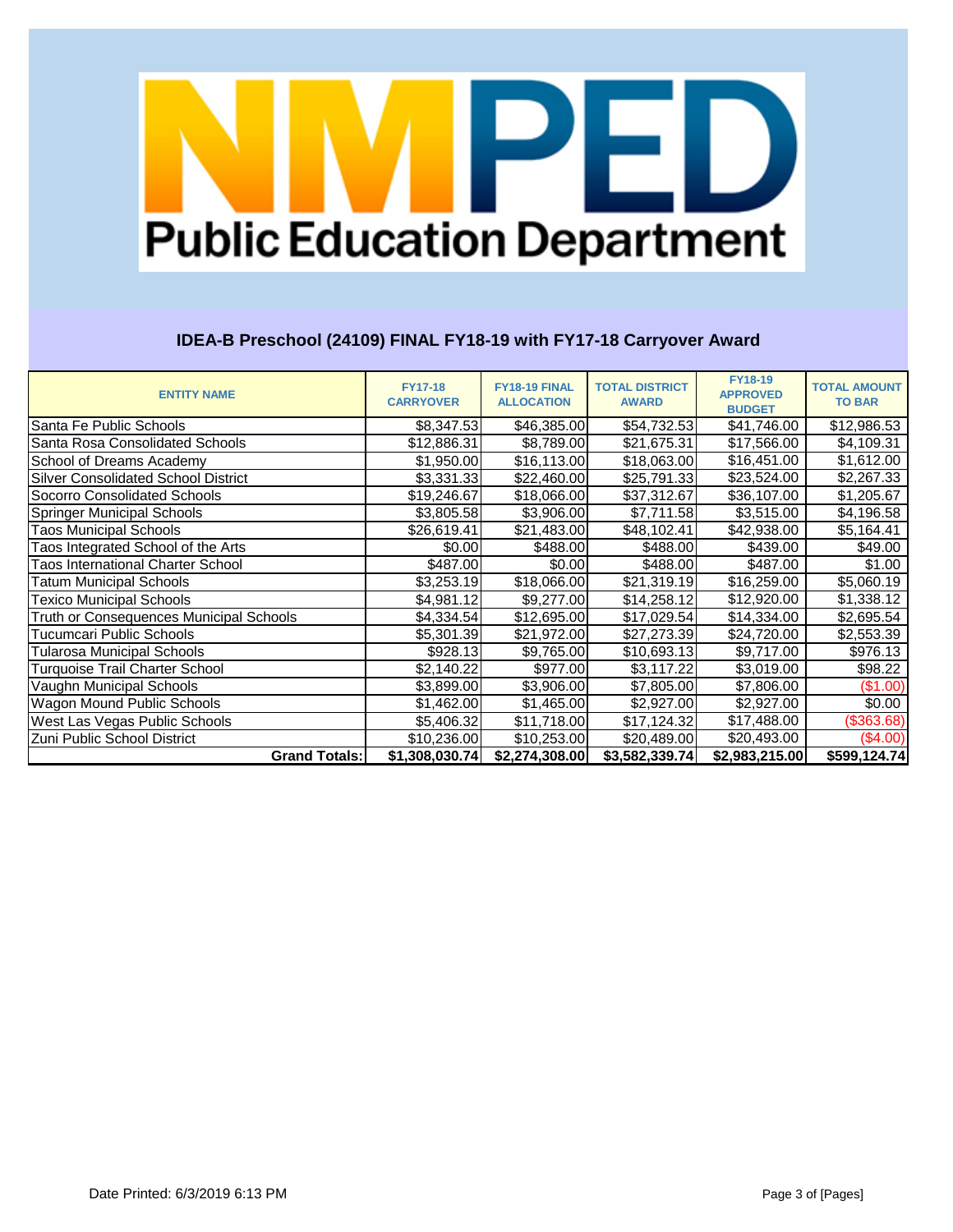# Public Education Department

## IDEA-B Preschool (24109) FINAL FY18-19 with FY17-18 Carryover Award

| ENTITY NAME | FY17-18 CARRYOVER | FY18-19 FINAL ALLOCATION | TOTAL DISTRICT AWARD | FY18-19 APPROVED BUDGET | TOTAL AMOUNT TO BAR |
|---|---|---|---|---|---|
| Santa Fe Public Schools | $8,347.53 | $46,385.00 | $54,732.53 | $41,746.00 | $12,986.53 |
| Santa Rosa Consolidated Schools | $12,886.31 | $8,789.00 | $21,675.31 | $17,566.00 | $4,109.31 |
| School of Dreams Academy | $1,950.00 | $16,113.00 | $18,063.00 | $16,451.00 | $1,612.00 |
| Silver Consolidated School District | $3,331.33 | $22,460.00 | $25,791.33 | $23,524.00 | $2,267.33 |
| Socorro Consolidated Schools | $19,246.67 | $18,066.00 | $37,312.67 | $36,107.00 | $1,205.67 |
| Springer Municipal Schools | $3,805.58 | $3,906.00 | $7,711.58 | $3,515.00 | $4,196.58 |
| Taos Municipal Schools | $26,619.41 | $21,483.00 | $48,102.41 | $42,938.00 | $5,164.41 |
| Taos Integrated School of the Arts | $0.00 | $488.00 | $488.00 | $439.00 | $49.00 |
| Taos International Charter School | $487.00 | $0.00 | $488.00 | $487.00 | $1.00 |
| Tatum Municipal Schools | $3,253.19 | $18,066.00 | $21,319.19 | $16,259.00 | $5,060.19 |
| Texico Municipal Schools | $4,981.12 | $9,277.00 | $14,258.12 | $12,920.00 | $1,338.12 |
| Truth or Consequences Municipal Schools | $4,334.54 | $12,695.00 | $17,029.54 | $14,334.00 | $2,695.54 |
| Tucumcari Public Schools | $5,301.39 | $21,972.00 | $27,273.39 | $24,720.00 | $2,553.39 |
| Tularosa Municipal Schools | $928.13 | $9,765.00 | $10,693.13 | $9,717.00 | $976.13 |
| Turquoise Trail Charter School | $2,140.22 | $977.00 | $3,117.22 | $3,019.00 | $98.22 |
| Vaughn Municipal Schools | $3,899.00 | $3,906.00 | $7,805.00 | $7,806.00 | ($1.00) |
| Wagon Mound Public Schools | $1,462.00 | $1,465.00 | $2,927.00 | $2,927.00 | $0.00 |
| West Las Vegas Public Schools | $5,406.32 | $11,718.00 | $17,124.32 | $17,488.00 | ($363.68) |
| Zuni Public School District | $10,236.00 | $10,253.00 | $20,489.00 | $20,493.00 | ($4.00) |
| **Grand Totals:** | **$1,308,030.74** | **$2,274,308.00** | **$3,582,339.74** | **$2,983,215.00** | **$599,124.74** |

Date Printed: 6/3/2019 6:13 PM